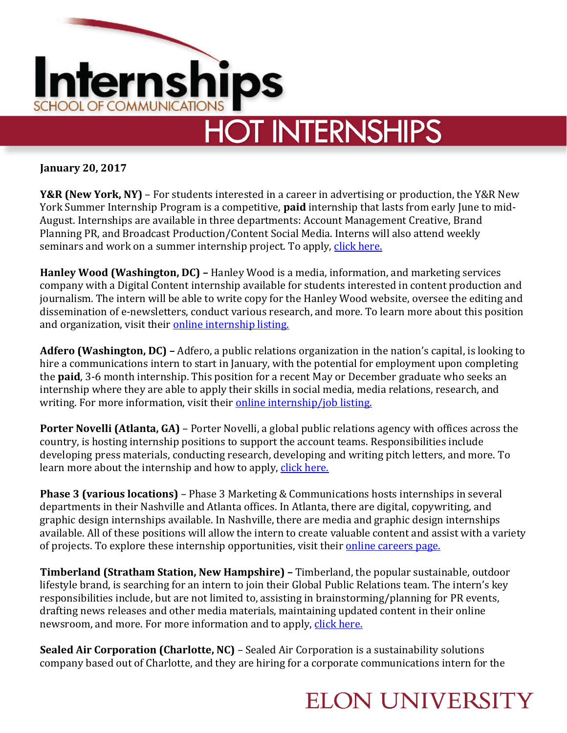# Internships

SCHOOL OF COMMUNICATIONS

## HOT INTERNSHIPS

**January 20, 2017**

**Y&R (New York, NY)** – For students interested in a career in advertising or production, the Y&R New York Summer Internship Program is a competitive, **paid** internship that lasts from early June to mid-August. Internships are available in three departments: Account Management Creative, Brand Planning PR, and Broadcast Production/Content Social Media. Interns will also attend weekly seminars and work on a summer internship project. To apply, click here.

**Hanley Wood (Washington, DC) –** Hanley Wood is a media, information, and marketing services company with a Digital Content internship available for students interested in content production and journalism. The intern will be able to write copy for the Hanley Wood website, oversee the editing and dissemination of e-newsletters, conduct various research, and more. To learn more about this position and organization, visit their online internship listing.

**Adfero (Washington, DC) –** Adfero, a public relations organization in the nation's capital, is looking to hire a communications intern to start in January, with the potential for employment upon completing the **paid**, 3-6 month internship. This position for a recent May or December graduate who seeks an internship where they are able to apply their skills in social media, media relations, research, and writing. For more information, visit their online internship/job listing.

**Porter Novelli (Atlanta, GA)** – Porter Novelli, a global public relations agency with offices across the country, is hosting internship positions to support the account teams. Responsibilities include developing press materials, conducting research, developing and writing pitch letters, and more. To learn more about the internship and how to apply, click here.

**Phase 3 (various locations)** – Phase 3 Marketing & Communications hosts internships in several departments in their Nashville and Atlanta offices. In Atlanta, there are digital, copywriting, and graphic design internships available. In Nashville, there are media and graphic design internships available. All of these positions will allow the intern to create valuable content and assist with a variety of projects. To explore these internship opportunities, visit their online careers page.

**Timberland (Stratham Station, New Hampshire) –** Timberland, the popular sustainable, outdoor lifestyle brand, is searching for an intern to join their Global Public Relations team. The intern's key responsibilities include, but are not limited to, assisting in brainstorming/planning for PR events, drafting news releases and other media materials, maintaining updated content in their online newsroom, and more. For more information and to apply, click here.

**Sealed Air Corporation (Charlotte, NC)** – Sealed Air Corporation is a sustainability solutions company based out of Charlotte, and they are hiring for a corporate communications intern for the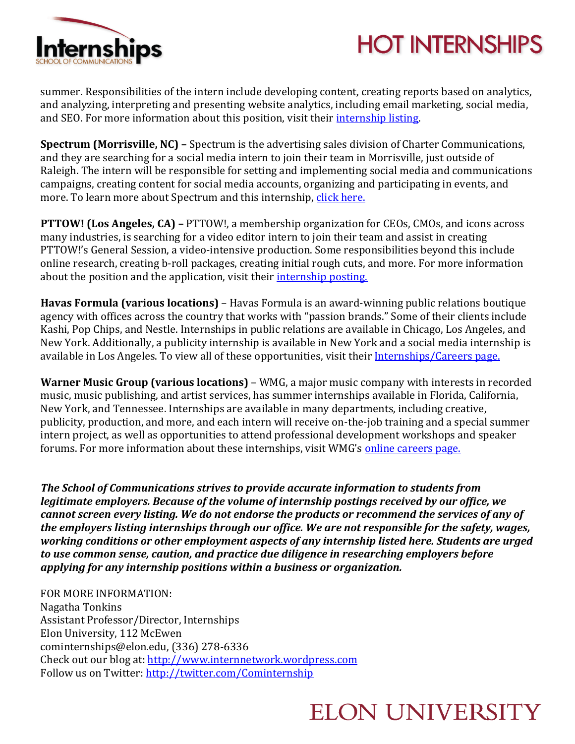summer. Responsibilities of the intern include developing content, creating reports based on analytics, and analyzing, interpreting and presenting website analytics, including email marketing, social media, and SEO. For more information about this position, visit their internship listing.

**Spectrum (Morrisville, NC) –** Spectrum is the advertising sales division of Charter Communications, and they are searching for a social media intern to join their team in Morrisville, just outside of Raleigh. The intern will be responsible for setting and implementing social media and communications campaigns, creating content for social media accounts, organizing and participating in events, and more. To learn more about Spectrum and this internship, click here.

**PTTOW! (Los Angeles, CA) –** PTTOW!, a membership organization for CEOs, CMOs, and icons across many industries, is searching for a video editor intern to join their team and assist in creating PTTOW!'s General Session, a video-intensive production. Some responsibilities beyond this include online research, creating b-roll packages, creating initial rough cuts, and more. For more information about the position and the application, visit their internship posting.

**Havas Formula (various locations)** – Havas Formula is an award-winning public relations boutique agency with offices across the country that works with "passion brands." Some of their clients include Kashi, Pop Chips, and Nestle. Internships in public relations are available in Chicago, Los Angeles, and New York. Additionally, a publicity internship is available in New York and a social media internship is available in Los Angeles. To view all of these opportunities, visit their Internships/Careers page.

**Warner Music Group (various locations)** – WMG, a major music company with interests in recorded music, music publishing, and artist services, has summer internships available in Florida, California, New York, and Tennessee. Internships are available in many departments, including creative, publicity, production, and more, and each intern will receive on-the-job training and a special summer intern project, as well as opportunities to attend professional development workshops and speaker forums. For more information about these internships, visit WMG's online careers page.

***The School of Communications strives to provide accurate information to students from legitimate employers. Because of the volume of internship postings received by our office, we cannot screen every listing. We do not endorse the products or recommend the services of any of the employers listing internships through our office. We are not responsible for the safety, wages, working conditions or other employment aspects of any internship listed here. Students are urged to use common sense, caution, and practice due diligence in researching employers before applying for any internship positions within a business or organization.***

FOR MORE INFORMATION:
Nagatha Tonkins
Assistant Professor/Director, Internships
Elon University, 112 McEwen
cominternships@elon.edu, (336) 278-6336
Check out our blog at: http://www.internnetwork.wordpress.com
Follow us on Twitter: http://twitter.com/Cominternship